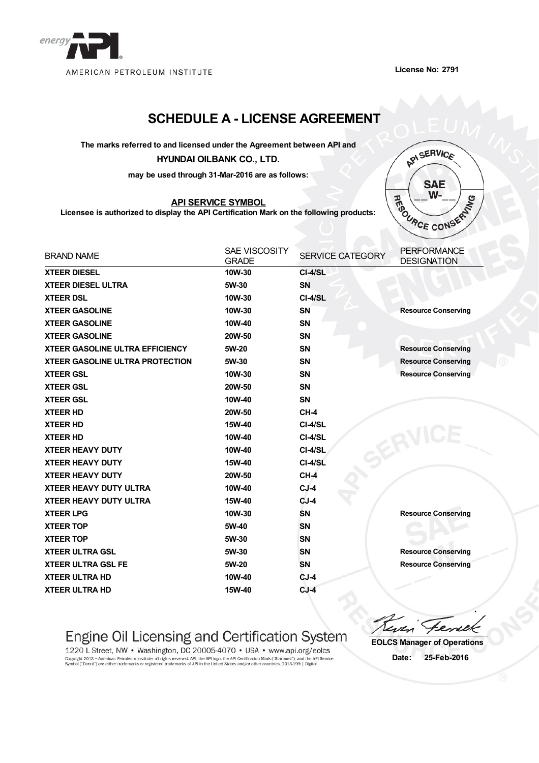AMERICAN PETROLEUM INSTITUTE

**License No: 2791**

# SCHEDULE A - LICENSE AGREEMENT

**The marks referred to and licensed under the Agreement between API and**

**HYUNDAI OILBANK CO., LTD.**

**may be used through 31-Mar-2016 are as follows:**

## API SERVICE SYMBOL

**Licensee is authorized to display the API Certification Mark on the following products:**

| BRAND NAME | SAE VISCOSITY GRADE | SERVICE CATEGORY | PERFORMANCE DESIGNATION |
|---|---|---|---|
| **XTEER DIESEL** | **10W-30** | **CI-4/SL** | |
| **XTEER DIESEL ULTRA** | **5W-30** | **SN** | |
| **XTEER DSL** | **10W-30** | **CI-4/SL** | |
| **XTEER GASOLINE** | **10W-30** | **SN** | **Resource Conserving** |
| **XTEER GASOLINE** | **10W-40** | **SN** | |
| **XTEER GASOLINE** | **20W-50** | **SN** | |
| **XTEER GASOLINE ULTRA EFFICIENCY** | **5W-20** | **SN** | **Resource Conserving** |
| **XTEER GASOLINE ULTRA PROTECTION** | **5W-30** | **SN** | **Resource Conserving** |
| **XTEER GSL** | **10W-30** | **SN** | **Resource Conserving** |
| **XTEER GSL** | **20W-50** | **SN** | |
| **XTEER GSL** | **10W-40** | **SN** | |
| **XTEER HD** | **20W-50** | **CH-4** | |
| **XTEER HD** | **15W-40** | **CI-4/SL** | |
| **XTEER HD** | **10W-40** | **CI-4/SL** | |
| **XTEER HEAVY DUTY** | **10W-40** | **CI-4/SL** | |
| **XTEER HEAVY DUTY** | **15W-40** | **CI-4/SL** | |
| **XTEER HEAVY DUTY** | **20W-50** | **CH-4** | |
| **XTEER HEAVY DUTY ULTRA** | **10W-40** | **CJ-4** | |
| **XTEER HEAVY DUTY ULTRA** | **15W-40** | **CJ-4** | |
| **XTEER LPG** | **10W-30** | **SN** | **Resource Conserving** |
| **XTEER TOP** | **5W-40** | **SN** | |
| **XTEER TOP** | **5W-30** | **SN** | |
| **XTEER ULTRA GSL** | **5W-30** | **SN** | **Resource Conserving** |
| **XTEER ULTRA GSL FE** | **5W-20** | **SN** | **Resource Conserving** |
| **XTEER ULTRA HD** | **10W-40** | **CJ-4** | |
| **XTEER ULTRA HD** | **15W-40** | **CJ-4** | |

**EOLCS Manager of Operations**

**Date: 25-Feb-2016**

Engine Oil Licensing and Certification System

1220 L Street, NW • Washington, DC 20005-4070 • USA • www.api.org/eolcs

Copyright 2013 – American Petroleum Institute, all rights reserved. API, the API logo, the API Certification Mark ("Starburst"), and the API Service Symbol ("Donut") are either trademarks or registered trademarks of API in the United States and/or other countries. 2013-199 | Digital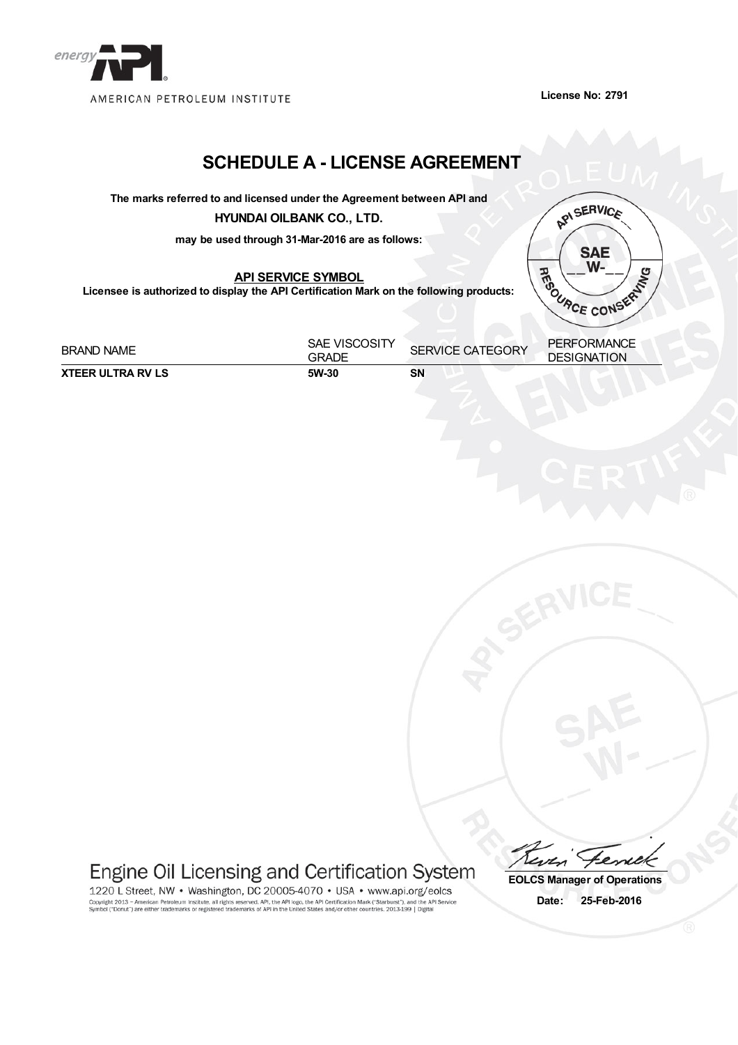energy API
AMERICAN PETROLEUM INSTITUTE

License No: 2791

# SCHEDULE A - LICENSE AGREEMENT

**The marks referred to and licensed under the Agreement between API and**

**HYUNDAI OILBANK CO., LTD.**

**may be used through 31-Mar-2016 are as follows:**

**API SERVICE SYMBOL**

**Licensee is authorized to display the API Certification Mark on the following products:**

| BRAND NAME | SAE VISCOSITY GRADE | SERVICE CATEGORY | PERFORMANCE DESIGNATION |
|---|---|---|---|
| **XTEER ULTRA RV LS** | **5W-30** | **SN** | |

Engine Oil Licensing and Certification System

1220 L Street, NW • Washington, DC 20005-4070 • USA • www.api.org/eolcs

Copyright 2013 – American Petroleum Institute, all rights reserved. API, the API logo, the API Certification Mark ("Starburst"), and the API Service Symbol ("Donut") are either trademarks or registered trademarks of API in the United States and/or other countries. 2013-199 | Digital

**EOLCS Manager of Operations**

**Date: 25-Feb-2016**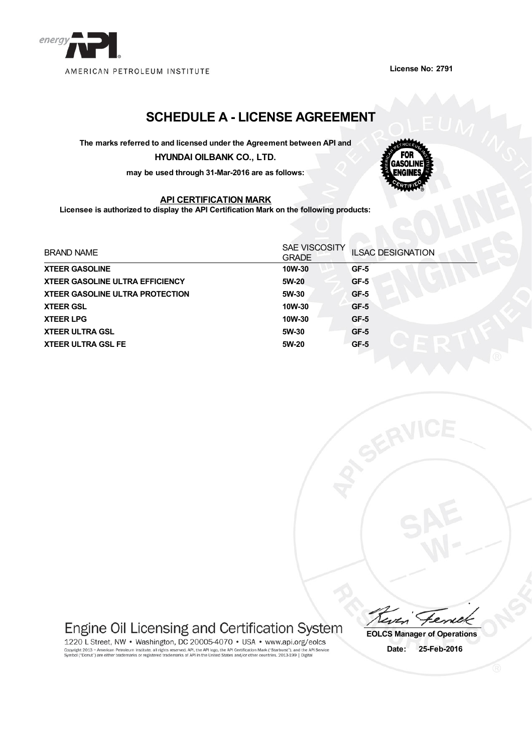energy API

AMERICAN PETROLEUM INSTITUTE

**License No: 2791**

# SCHEDULE A - LICENSE AGREEMENT

**The marks referred to and licensed under the Agreement between API and**

**HYUNDAI OILBANK CO., LTD.**

**may be used through 31-Mar-2016 are as follows:**

## API CERTIFICATION MARK

**Licensee is authorized to display the API Certification Mark on the following products:**

| BRAND NAME | SAE VISCOSITY GRADE | ILSAC DESIGNATION |
|---|---|---|
| **XTEER GASOLINE** | **10W-30** | **GF-5** |
| **XTEER GASOLINE ULTRA EFFICIENCY** | **5W-20** | **GF-5** |
| **XTEER GASOLINE ULTRA PROTECTION** | **5W-30** | **GF-5** |
| **XTEER GSL** | **10W-30** | **GF-5** |
| **XTEER LPG** | **10W-30** | **GF-5** |
| **XTEER ULTRA GSL** | **5W-30** | **GF-5** |
| **XTEER ULTRA GSL FE** | **5W-20** | **GF-5** |

Engine Oil Licensing and Certification System

1220 L Street, NW • Washington, DC 20005-4070 • USA • www.api.org/eolcs

Copyright 2013 – American Petroleum Institute, all rights reserved. API, the API logo, the API Certification Mark ("Starburst"), and the API Service Symbol ("Donut") are either trademarks or registered trademarks of API in the United States and/or other countries. 2013-199 | Digital

**EOLCS Manager of Operations**

**Date: 25-Feb-2016**